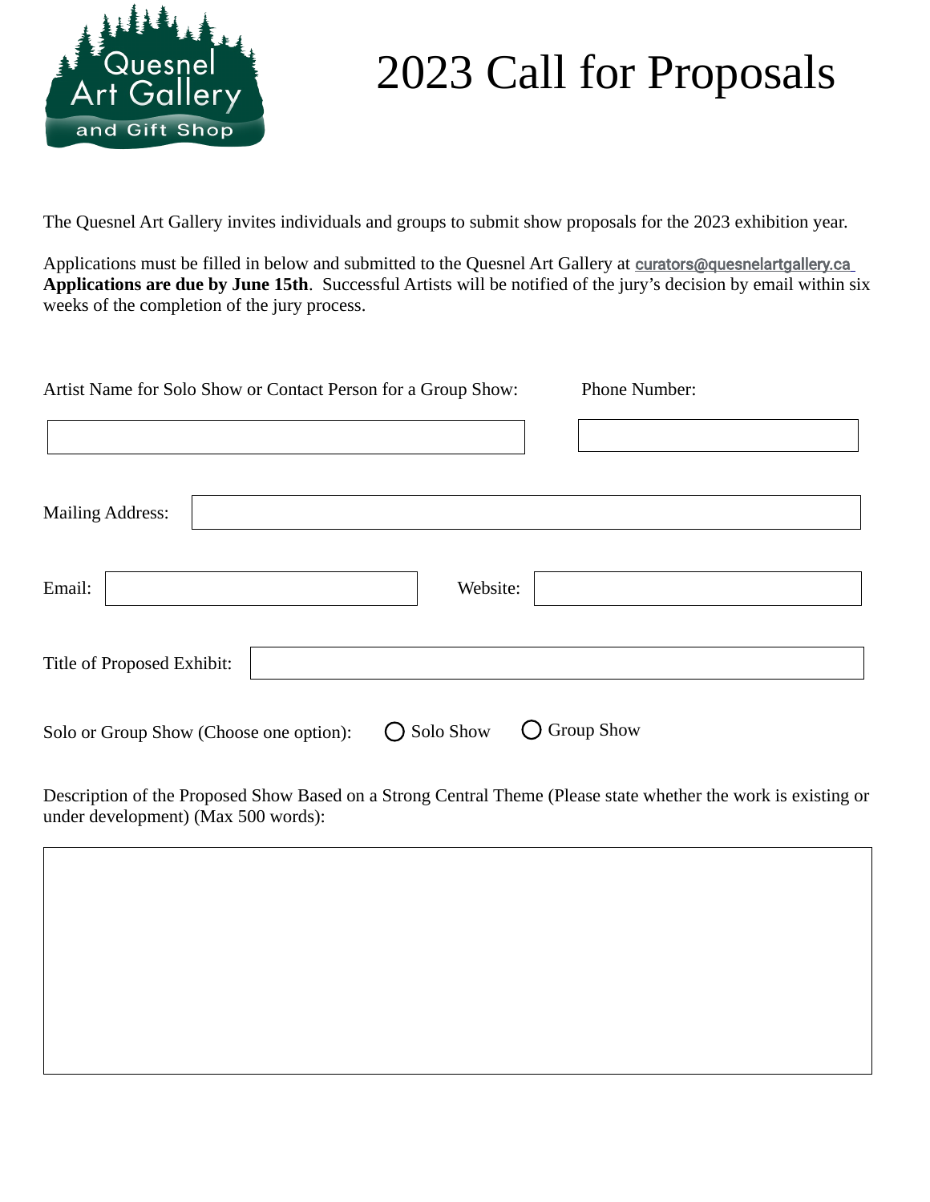# 2023 Call for Proposals

The Quesnel Art Gallery invites individuals and groups to submit show proposals for the 2023 exhibition year.

Applications must be filled in below and submitted to the Quesnel Art Gallery at curators@quesnelartgallery.ca **Applications are due by June 15th**. Successful Artists will be notified of the jury's decision by email within six weeks of the completion of the jury process.

Artist Name for Solo Show or Contact Person for a Group Show:

Phone Number:

Mailing Address:

Email:

Website:

Title of Proposed Exhibit:

Solo or Group Show (Choose one option): ○ Solo Show ○ Group Show

Description of the Proposed Show Based on a Strong Central Theme (Please state whether the work is existing or under development) (Max 500 words):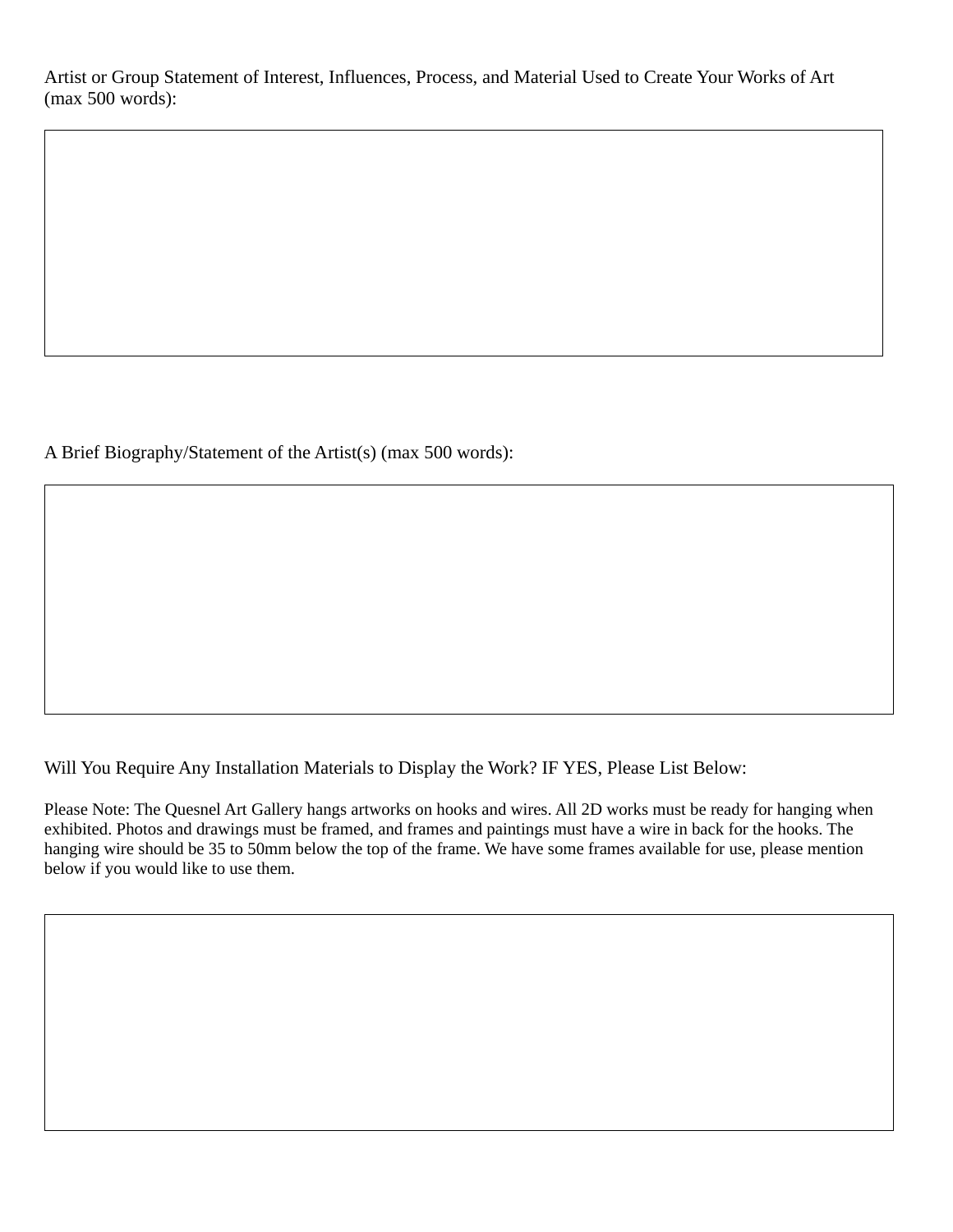Artist or Group Statement of Interest, Influences, Process, and Material Used to Create Your Works of Art (max 500 words):

A Brief Biography/Statement of the Artist(s) (max 500 words):

Will You Require Any Installation Materials to Display the Work? IF YES, Please List Below:

Please Note: The Quesnel Art Gallery hangs artworks on hooks and wires. All 2D works must be ready for hanging when exhibited. Photos and drawings must be framed, and frames and paintings must have a wire in back for the hooks. The hanging wire should be 35 to 50mm below the top of the frame. We have some frames available for use, please mention below if you would like to use them.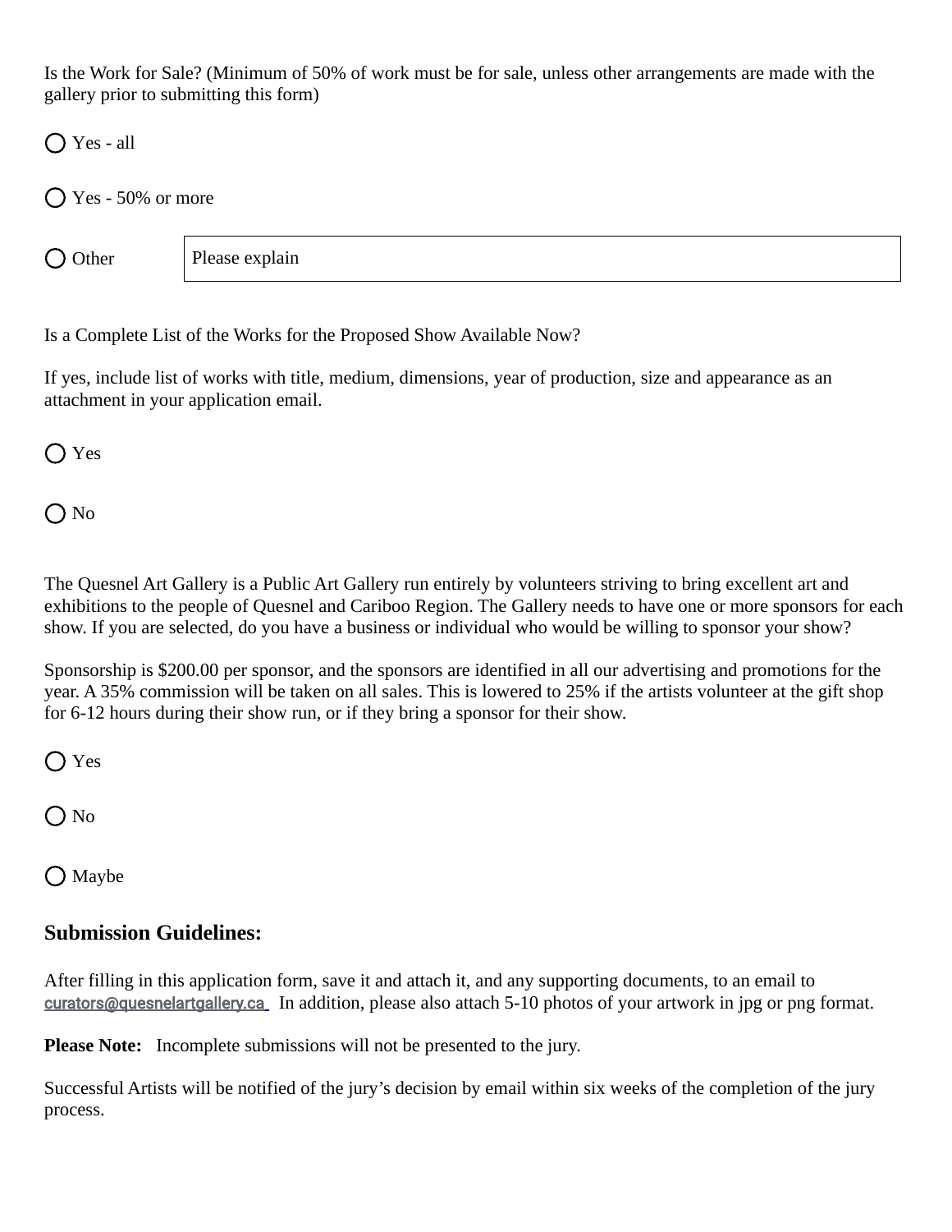Is the Work for Sale? (Minimum of 50% of work must be for sale, unless other arrangements are made with the gallery prior to submitting this form)

- ◯ Yes - all
- ◯ Yes - 50% or more
- ◯ Other — Please explain

Is a Complete List of the Works for the Proposed Show Available Now?

If yes, include list of works with title, medium, dimensions, year of production, size and appearance as an attachment in your application email.

- ◯ Yes
- ◯ No

The Quesnel Art Gallery is a Public Art Gallery run entirely by volunteers striving to bring excellent art and exhibitions to the people of Quesnel and Cariboo Region. The Gallery needs to have one or more sponsors for each show. If you are selected, do you have a business or individual who would be willing to sponsor your show?

Sponsorship is $200.00 per sponsor, and the sponsors are identified in all our advertising and promotions for the year. A 35% commission will be taken on all sales. This is lowered to 25% if the artists volunteer at the gift shop for 6-12 hours during their show run, or if they bring a sponsor for their show.

- ◯ Yes
- ◯ No
- ◯ Maybe

## Submission Guidelines:

After filling in this application form, save it and attach it, and any supporting documents, to an email to curators@quesnelartgallery.ca In addition, please also attach 5-10 photos of your artwork in jpg or png format.

**Please Note:** Incomplete submissions will not be presented to the jury.

Successful Artists will be notified of the jury's decision by email within six weeks of the completion of the jury process.